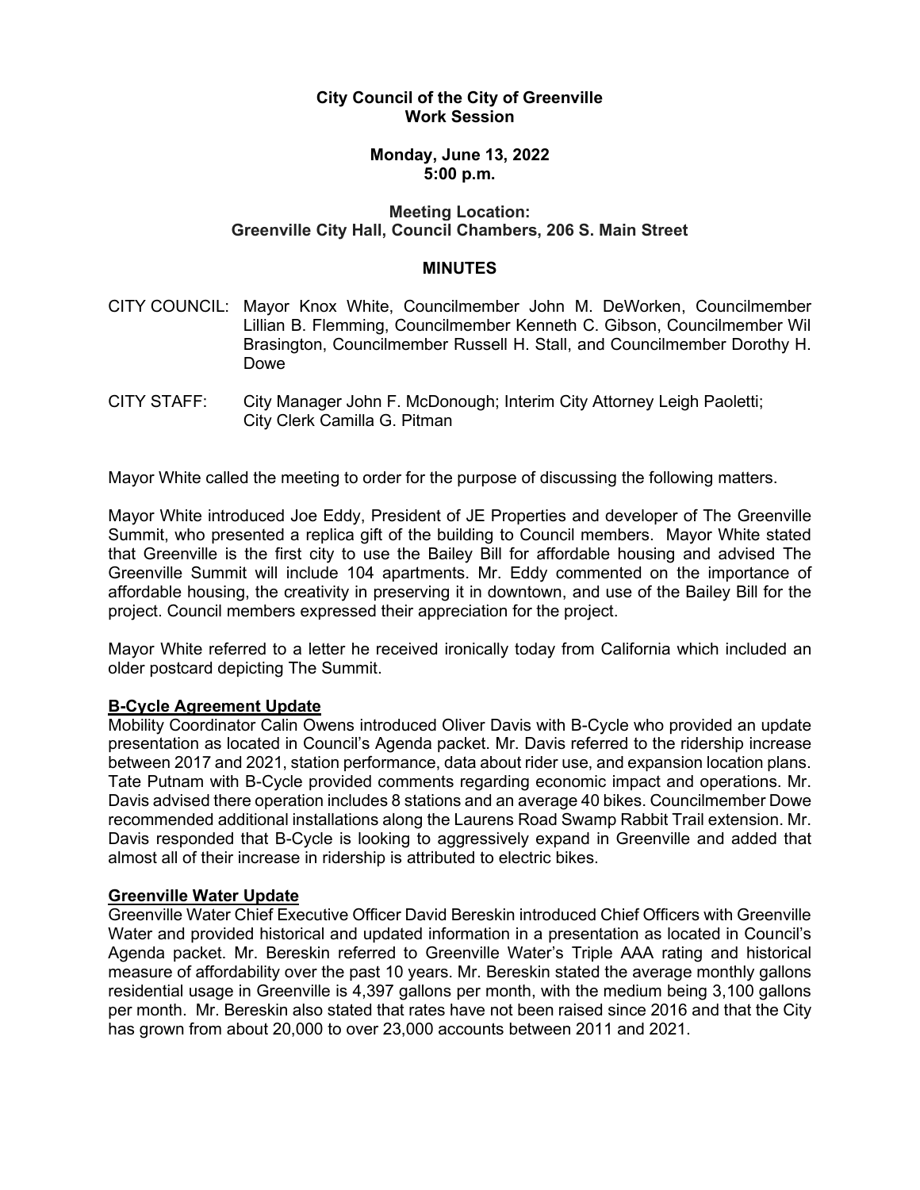**City Council of the City of Greenville**
**Work Session**

**Monday, June 13, 2022**
**5:00 p.m.**

**Meeting Location:**
**Greenville City Hall, Council Chambers, 206 S. Main Street**

**MINUTES**

CITY COUNCIL: Mayor Knox White, Councilmember John M. DeWorken, Councilmember Lillian B. Flemming, Councilmember Kenneth C. Gibson, Councilmember Wil Brasington, Councilmember Russell H. Stall, and Councilmember Dorothy H. Dowe

CITY STAFF: City Manager John F. McDonough; Interim City Attorney Leigh Paoletti; City Clerk Camilla G. Pitman

Mayor White called the meeting to order for the purpose of discussing the following matters.

Mayor White introduced Joe Eddy, President of JE Properties and developer of The Greenville Summit, who presented a replica gift of the building to Council members. Mayor White stated that Greenville is the first city to use the Bailey Bill for affordable housing and advised The Greenville Summit will include 104 apartments. Mr. Eddy commented on the importance of affordable housing, the creativity in preserving it in downtown, and use of the Bailey Bill for the project. Council members expressed their appreciation for the project.

Mayor White referred to a letter he received ironically today from California which included an older postcard depicting The Summit.

**B-Cycle Agreement Update**
Mobility Coordinator Calin Owens introduced Oliver Davis with B-Cycle who provided an update presentation as located in Council's Agenda packet. Mr. Davis referred to the ridership increase between 2017 and 2021, station performance, data about rider use, and expansion location plans. Tate Putnam with B-Cycle provided comments regarding economic impact and operations. Mr. Davis advised there operation includes 8 stations and an average 40 bikes. Councilmember Dowe recommended additional installations along the Laurens Road Swamp Rabbit Trail extension. Mr. Davis responded that B-Cycle is looking to aggressively expand in Greenville and added that almost all of their increase in ridership is attributed to electric bikes.

**Greenville Water Update**
Greenville Water Chief Executive Officer David Bereskin introduced Chief Officers with Greenville Water and provided historical and updated information in a presentation as located in Council's Agenda packet. Mr. Bereskin referred to Greenville Water's Triple AAA rating and historical measure of affordability over the past 10 years. Mr. Bereskin stated the average monthly gallons residential usage in Greenville is 4,397 gallons per month, with the medium being 3,100 gallons per month. Mr. Bereskin also stated that rates have not been raised since 2016 and that the City has grown from about 20,000 to over 23,000 accounts between 2011 and 2021.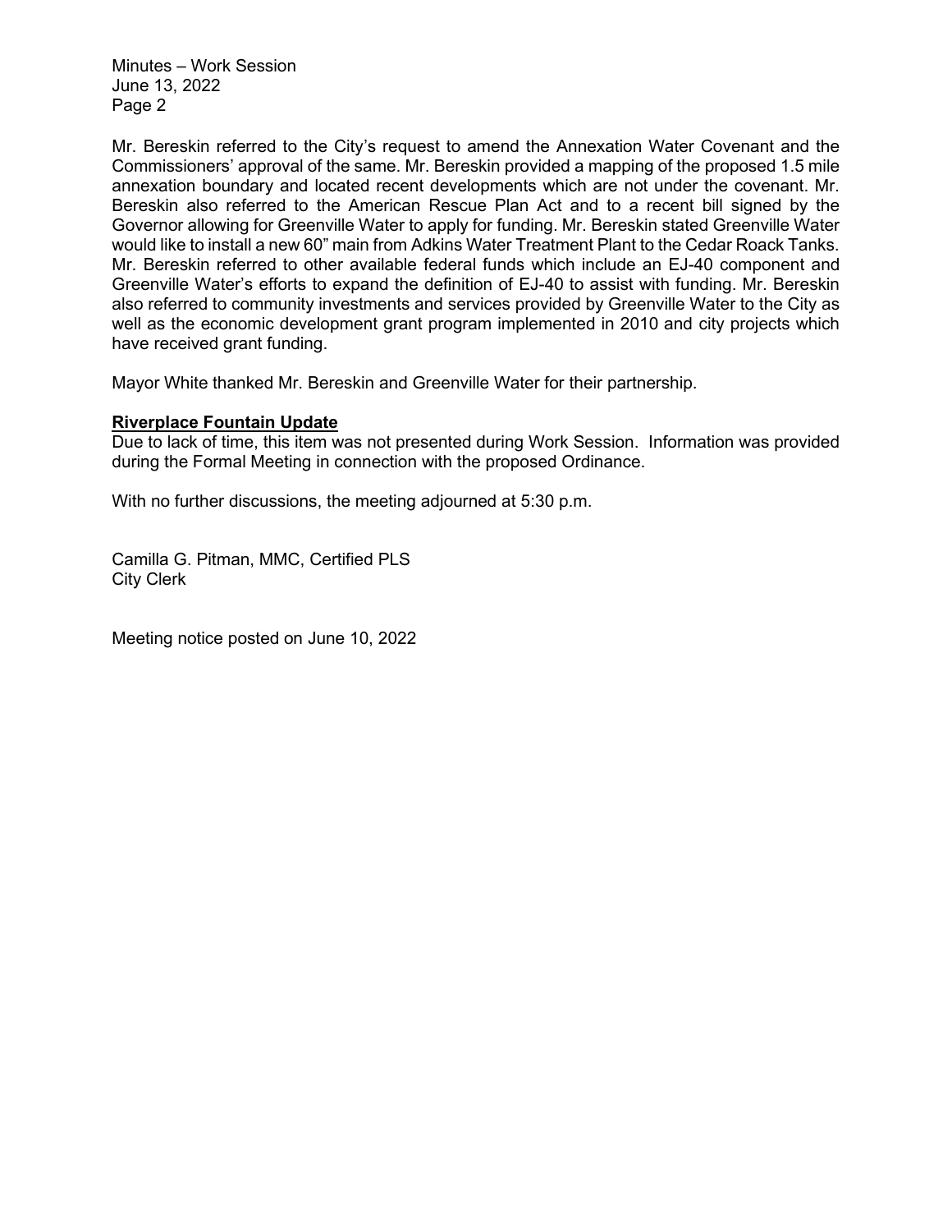Mr. Bereskin referred to the City's request to amend the Annexation Water Covenant and the Commissioners' approval of the same. Mr. Bereskin provided a mapping of the proposed 1.5 mile annexation boundary and located recent developments which are not under the covenant. Mr. Bereskin also referred to the American Rescue Plan Act and to a recent bill signed by the Governor allowing for Greenville Water to apply for funding. Mr. Bereskin stated Greenville Water would like to install a new 60" main from Adkins Water Treatment Plant to the Cedar Roack Tanks. Mr. Bereskin referred to other available federal funds which include an EJ-40 component and Greenville Water's efforts to expand the definition of EJ-40 to assist with funding. Mr. Bereskin also referred to community investments and services provided by Greenville Water to the City as well as the economic development grant program implemented in 2010 and city projects which have received grant funding.

Mayor White thanked Mr. Bereskin and Greenville Water for their partnership.

**Riverplace Fountain Update**

Due to lack of time, this item was not presented during Work Session. Information was provided during the Formal Meeting in connection with the proposed Ordinance.

With no further discussions, the meeting adjourned at 5:30 p.m.

Camilla G. Pitman, MMC, Certified PLS
City Clerk

Meeting notice posted on June 10, 2022